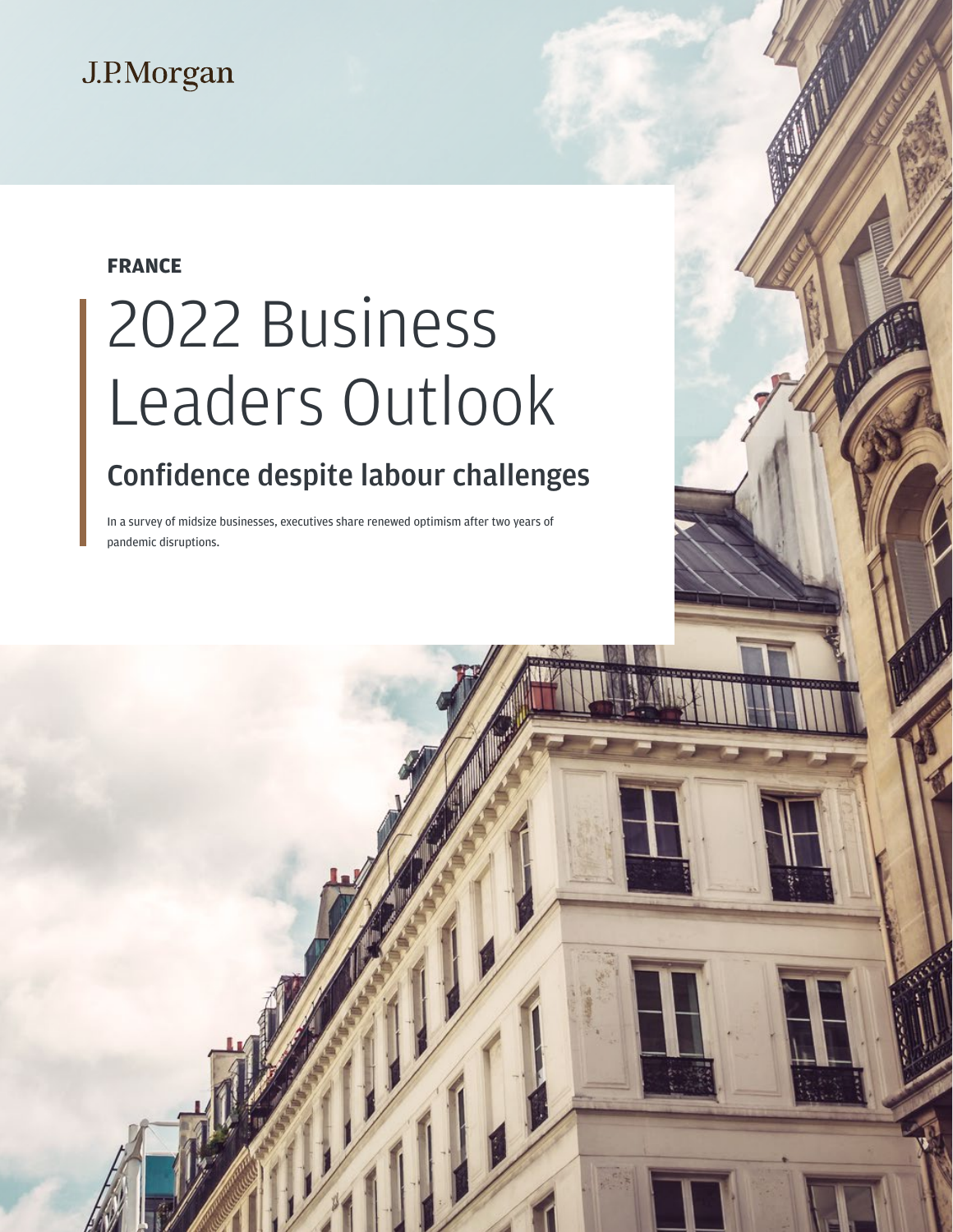J.P.Morgan

**FRANCE**

# 2022 Business Leaders Outlook

## Confidence despite labour challenges

In a survey of midsize businesses, executives share renewed optimism after two years of pandemic disruptions.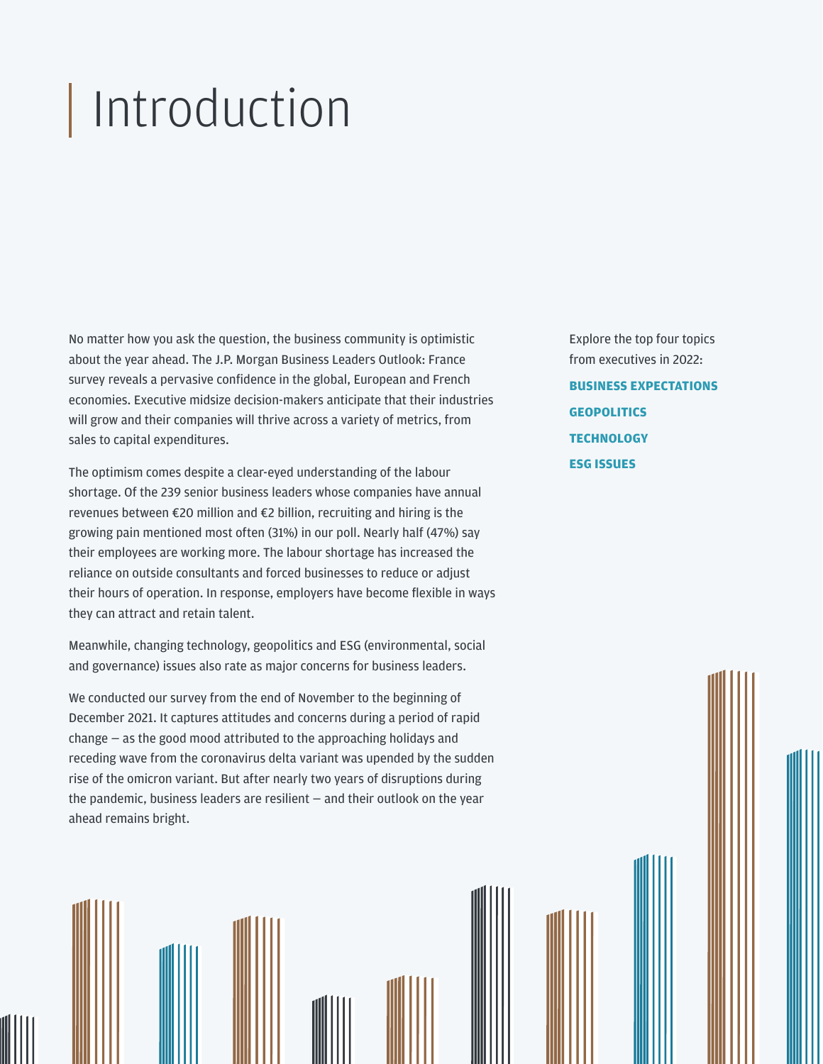# Introduction

No matter how you ask the question, the business community is optimistic about the year ahead. The J.P. Morgan Business Leaders Outlook: France survey reveals a pervasive confidence in the global, European and French economies. Executive midsize decision-makers anticipate that their industries will grow and their companies will thrive across a variety of metrics, from sales to capital expenditures.

The optimism comes despite a clear-eyed understanding of the labour shortage. Of the 239 senior business leaders whose companies have annual revenues between €20 million and €2 billion, recruiting and hiring is the growing pain mentioned most often (31%) in our poll. Nearly half (47%) say their employees are working more. The labour shortage has increased the reliance on outside consultants and forced businesses to reduce or adjust their hours of operation. In response, employers have become flexible in ways they can attract and retain talent.

Meanwhile, changing technology, geopolitics and ESG (environmental, social and governance) issues also rate as major concerns for business leaders.

We conducted our survey from the end of November to the beginning of December 2021. It captures attitudes and concerns during a period of rapid change — as the good mood attributed to the approaching holidays and receding wave from the coronavirus delta variant was upended by the sudden rise of the omicron variant. But after nearly two years of disruptions during the pandemic, business leaders are resilient — and their outlook on the year ahead remains bright.

Explore the top four topics from executives in 2022:

**BUSINESS EXPECTATIONS**

**GEOPOLITICS**

**TECHNOLOGY**

**ESG ISSUES**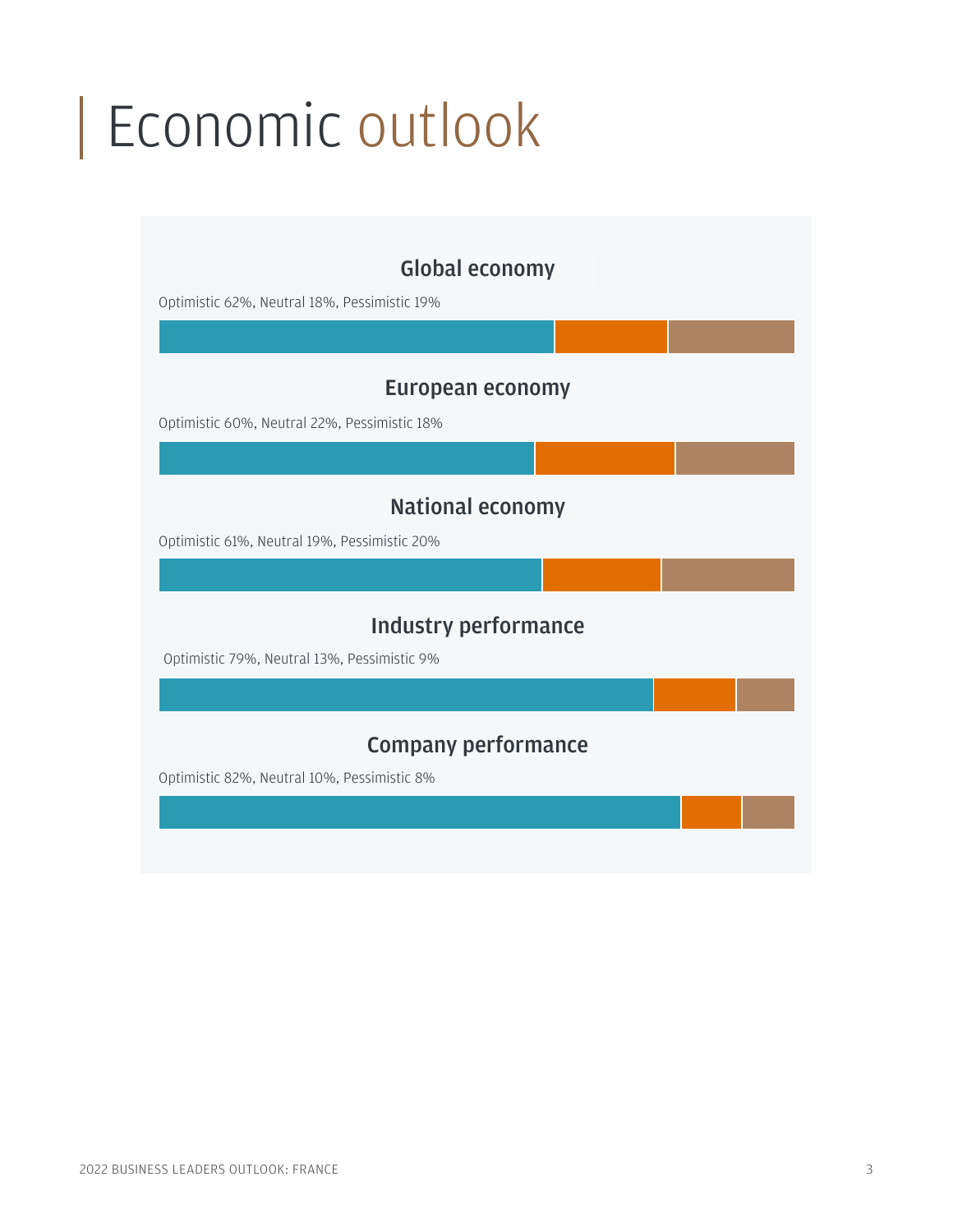# Economic outlook

### Global economy

Optimistic 62%, Neutral 18%, Pessimistic 19%

### European economy

Optimistic 60%, Neutral 22%, Pessimistic 18%

### National economy

Optimistic 61%, Neutral 19%, Pessimistic 20%

### Industry performance

Optimistic 79%, Neutral 13%, Pessimistic 9%

### Company performance

Optimistic 82%, Neutral 10%, Pessimistic 8%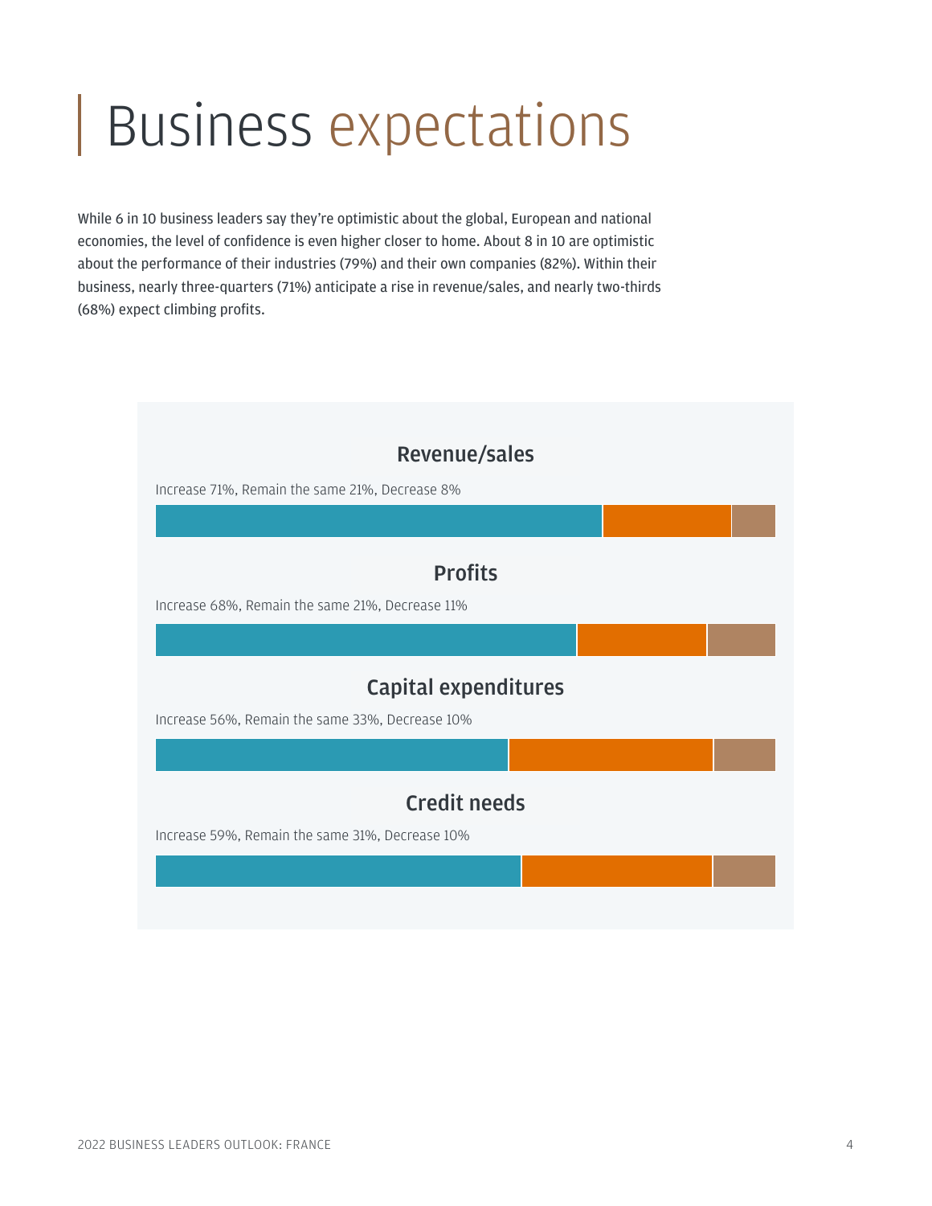# Business expectations

While 6 in 10 business leaders say they're optimistic about the global, European and national economies, the level of confidence is even higher closer to home. About 8 in 10 are optimistic about the performance of their industries (79%) and their own companies (82%). Within their business, nearly three-quarters (71%) anticipate a rise in revenue/sales, and nearly two-thirds (68%) expect climbing profits.

### Revenue/sales

Increase 71%, Remain the same 21%, Decrease 8%

### Profits

Increase 68%, Remain the same 21%, Decrease 11%

### Capital expenditures

Increase 56%, Remain the same 33%, Decrease 10%

### Credit needs

Increase 59%, Remain the same 31%, Decrease 10%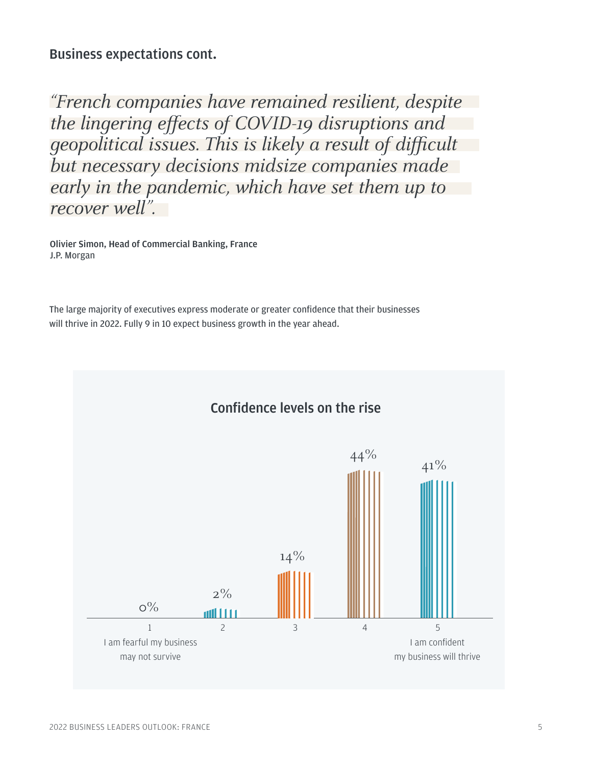## Business expectations cont.

*"French companies have remained resilient, despite the lingering effects of COVID-19 disruptions and geopolitical issues. This is likely a result of difficult but necessary decisions midsize companies made early in the pandemic, which have set them up to recover well".*

**Olivier Simon, Head of Commercial Banking, France**
J.P. Morgan

The large majority of executives express moderate or greater confidence that their businesses will thrive in 2022. Fully 9 in 10 expect business growth in the year ahead.

### Confidence levels on the rise

| Rating | Percentage |
|---|---|
| 1 – I am fearful my business may not survive | 0% |
| 2 | 2% |
| 3 | 14% |
| 4 | 44% |
| 5 – I am confident my business will thrive | 41% |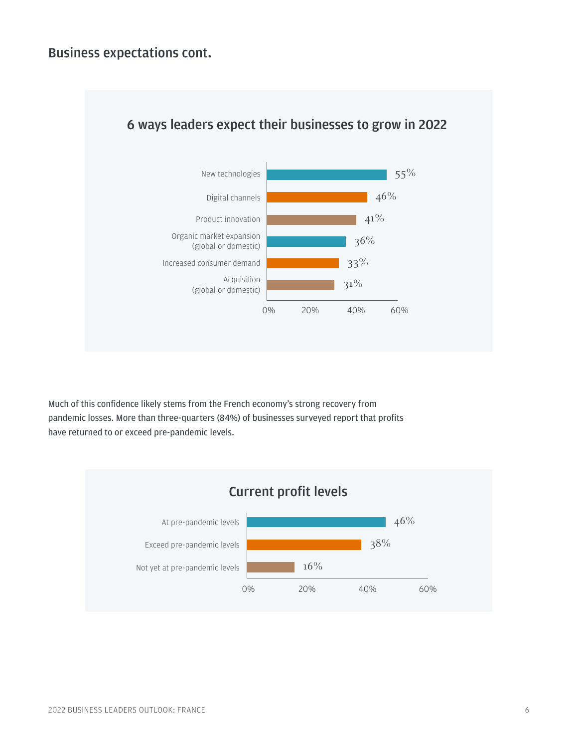## Business expectations cont.

### 6 ways leaders expect their businesses to grow in 2022

| Growth driver | Percentage |
|---|---|
| New technologies | 55% |
| Digital channels | 46% |
| Product innovation | 41% |
| Organic market expansion (global or domestic) | 36% |
| Increased consumer demand | 33% |
| Acquisition (global or domestic) | 31% |

Much of this confidence likely stems from the French economy's strong recovery from pandemic losses. More than three-quarters (84%) of businesses surveyed report that profits have returned to or exceed pre-pandemic levels.

### Current profit levels

| Profit level | Percentage |
|---|---|
| At pre-pandemic levels | 46% |
| Exceed pre-pandemic levels | 38% |
| Not yet at pre-pandemic levels | 16% |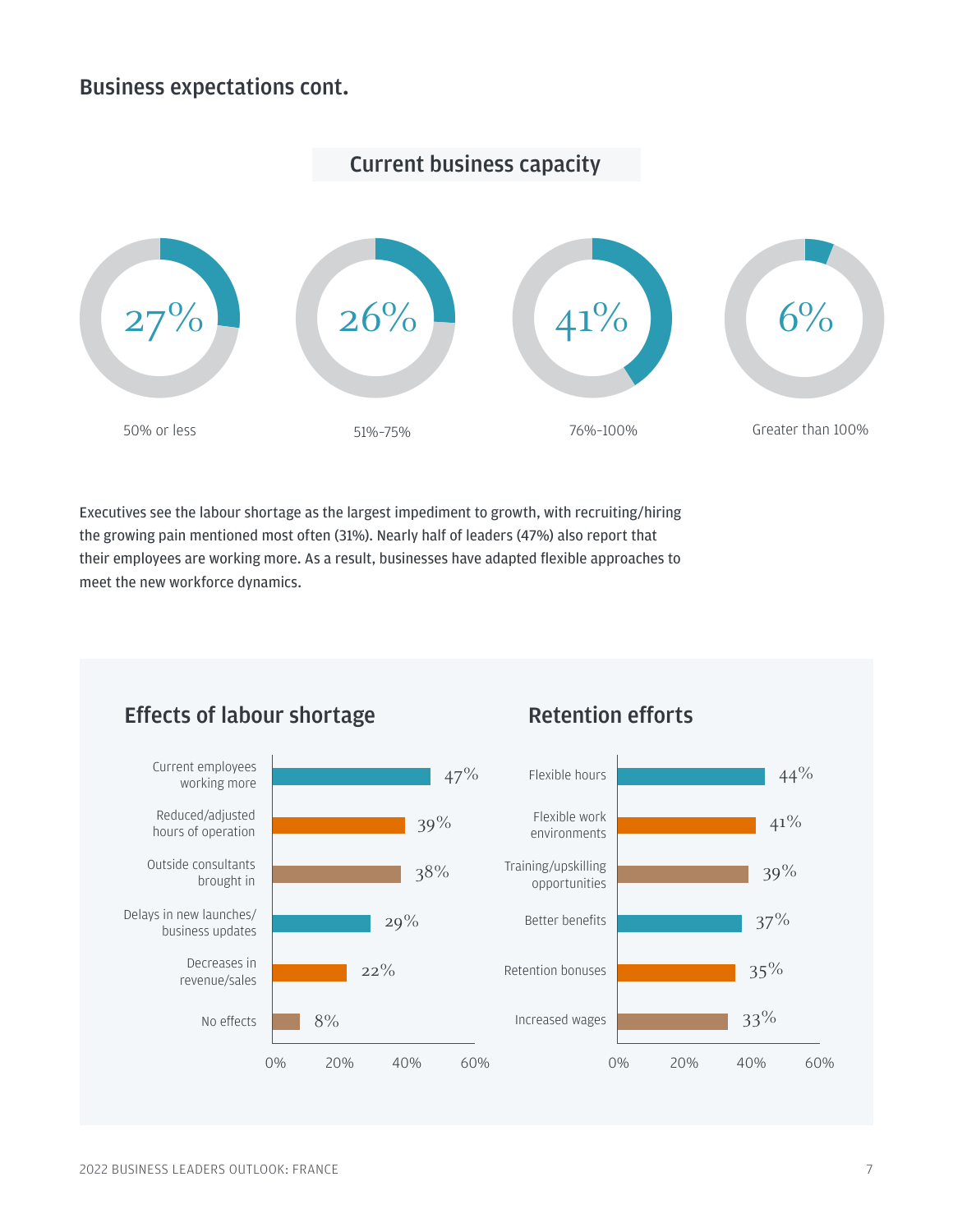## Business expectations cont.

### Current business capacity

| 50% or less | 51%-75% | 76%-100% | Greater than 100% |
|---|---|---|---|
| 27% | 26% | 41% | 6% |

Executives see the labour shortage as the largest impediment to growth, with recruiting/hiring the growing pain mentioned most often (31%). Nearly half of leaders (47%) also report that their employees are working more. As a result, businesses have adapted flexible approaches to meet the new workforce dynamics.

### Effects of labour shortage

| Effect | % |
|---|---|
| Current employees working more | 47% |
| Reduced/adjusted hours of operation | 39% |
| Outside consultants brought in | 38% |
| Delays in new launches/ business updates | 29% |
| Decreases in revenue/sales | 22% |
| No effects | 8% |

### Retention efforts

| Effort | % |
|---|---|
| Flexible hours | 44% |
| Flexible work environments | 41% |
| Training/upskilling opportunities | 39% |
| Better benefits | 37% |
| Retention bonuses | 35% |
| Increased wages | 33% |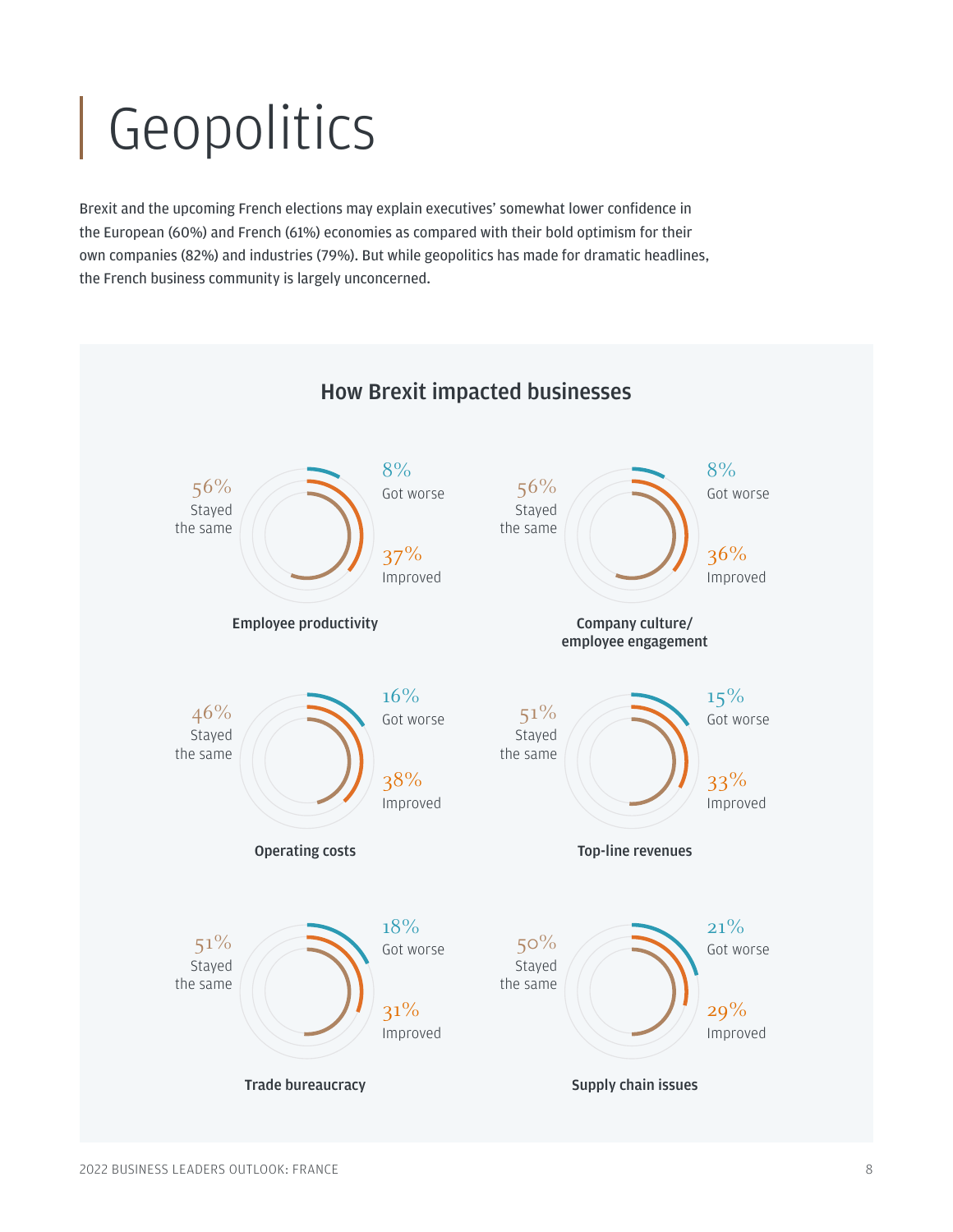# Geopolitics

Brexit and the upcoming French elections may explain executives' somewhat lower confidence in the European (60%) and French (61%) economies as compared with their bold optimism for their own companies (82%) and industries (79%). But while geopolitics has made for dramatic headlines, the French business community is largely unconcerned.

## How Brexit impacted businesses

**Employee productivity**

- 56% Stayed the same
- 8% Got worse
- 37% Improved

**Company culture/ employee engagement**

- 56% Stayed the same
- 8% Got worse
- 36% Improved

**Operating costs**

- 46% Stayed the same
- 16% Got worse
- 38% Improved

**Top-line revenues**

- 51% Stayed the same
- 15% Got worse
- 33% Improved

**Trade bureaucracy**

- 51% Stayed the same
- 18% Got worse
- 31% Improved

**Supply chain issues**

- 50% Stayed the same
- 21% Got worse
- 29% Improved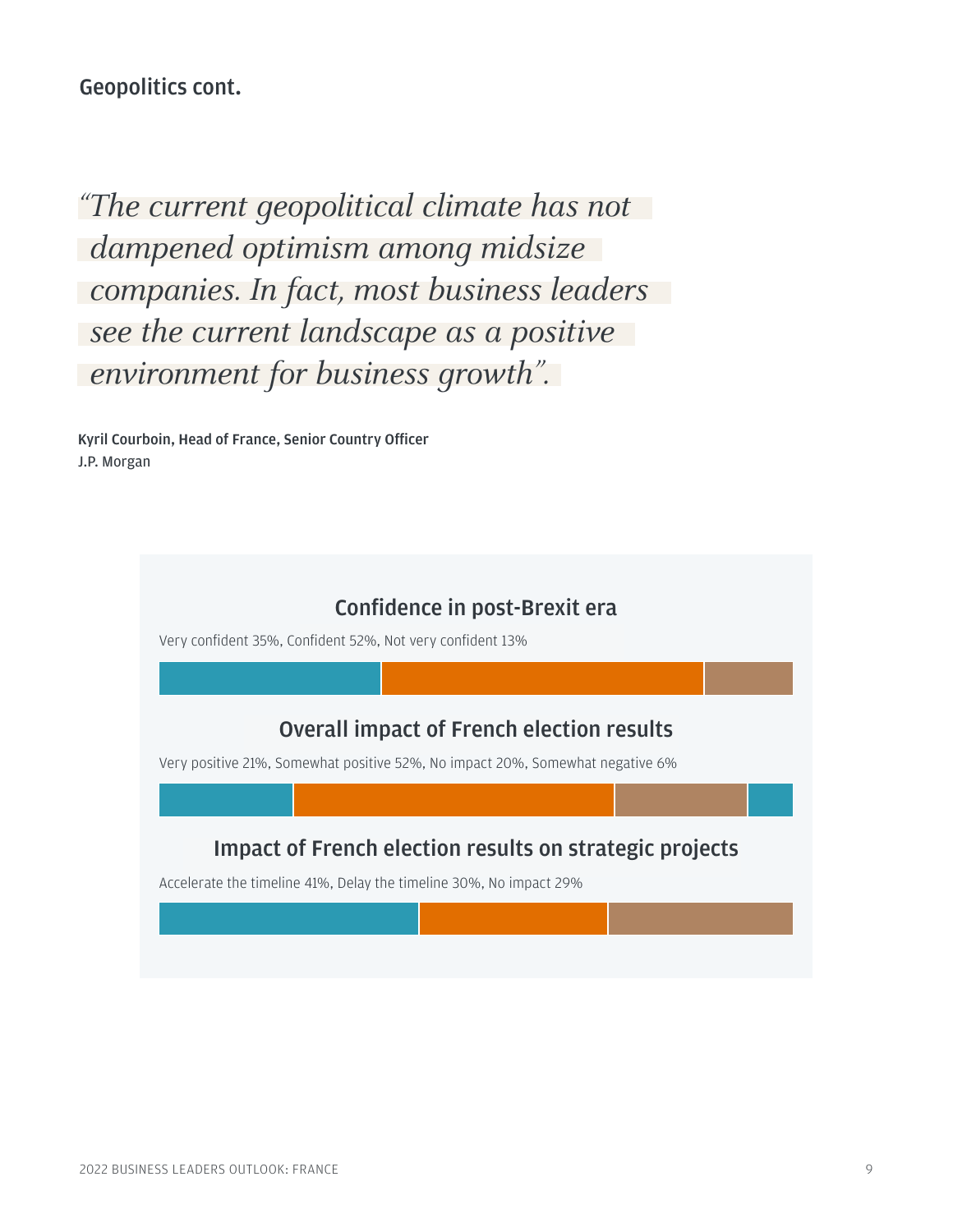## Geopolitics cont.

*"The current geopolitical climate has not dampened optimism among midsize companies. In fact, most business leaders see the current landscape as a positive environment for business growth".*

**Kyril Courboin, Head of France, Senior Country Officer**
J.P. Morgan

### Confidence in post-Brexit era

Very confident 35%, Confident 52%, Not very confident 13%

### Overall impact of French election results

Very positive 21%, Somewhat positive 52%, No impact 20%, Somewhat negative 6%

### Impact of French election results on strategic projects

Accelerate the timeline 41%, Delay the timeline 30%, No impact 29%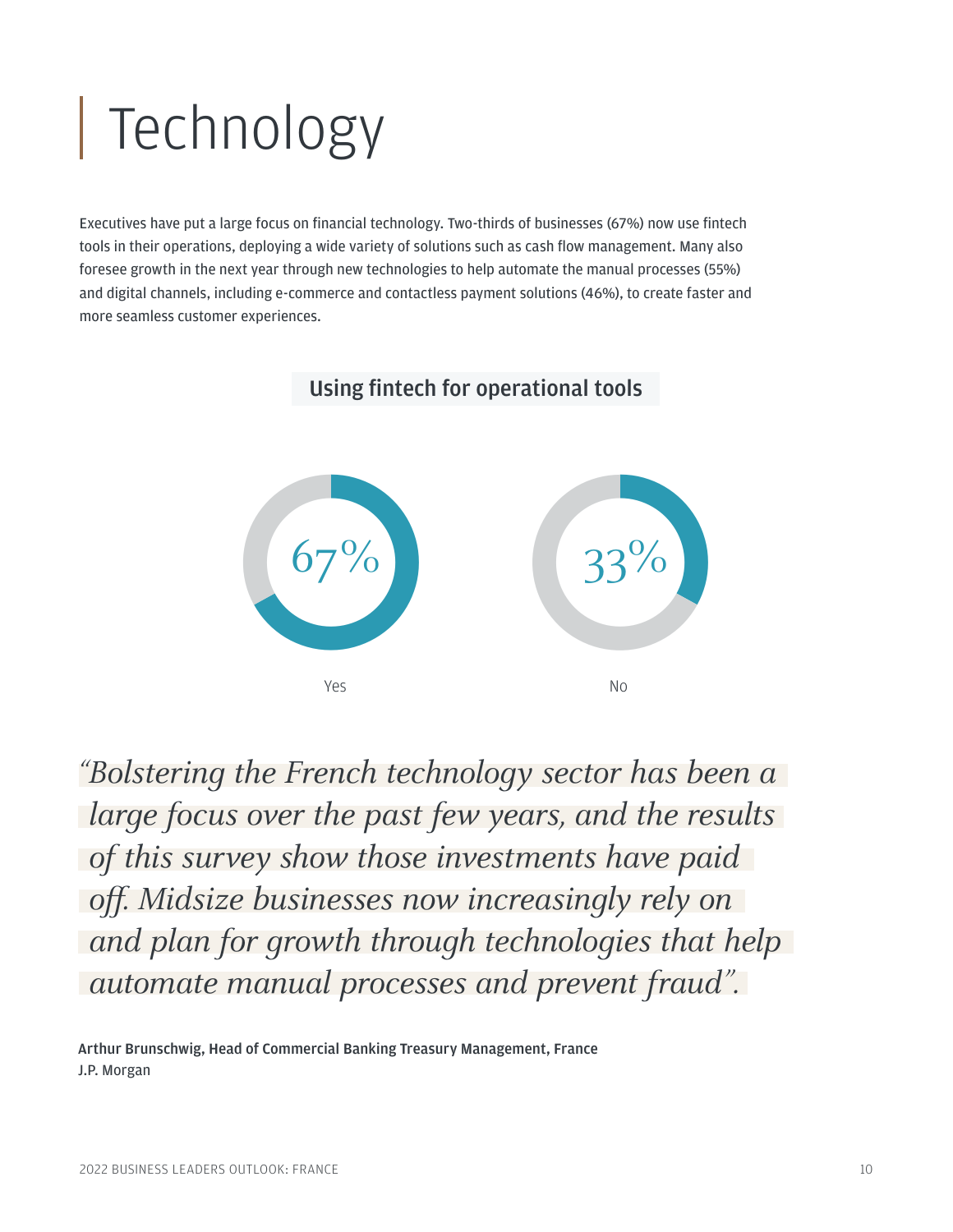# Technology

Executives have put a large focus on financial technology. Two-thirds of businesses (67%) now use fintech tools in their operations, deploying a wide variety of solutions such as cash flow management. Many also foresee growth in the next year through new technologies to help automate the manual processes (55%) and digital channels, including e-commerce and contactless payment solutions (46%), to create faster and more seamless customer experiences.

**Using fintech for operational tools**

| Yes | No |
|---|---|
| 67% | 33% |

*"Bolstering the French technology sector has been a large focus over the past few years, and the results of this survey show those investments have paid off. Midsize businesses now increasingly rely on and plan for growth through technologies that help automate manual processes and prevent fraud".*

**Arthur Brunschwig, Head of Commercial Banking Treasury Management, France**
**J.P. Morgan**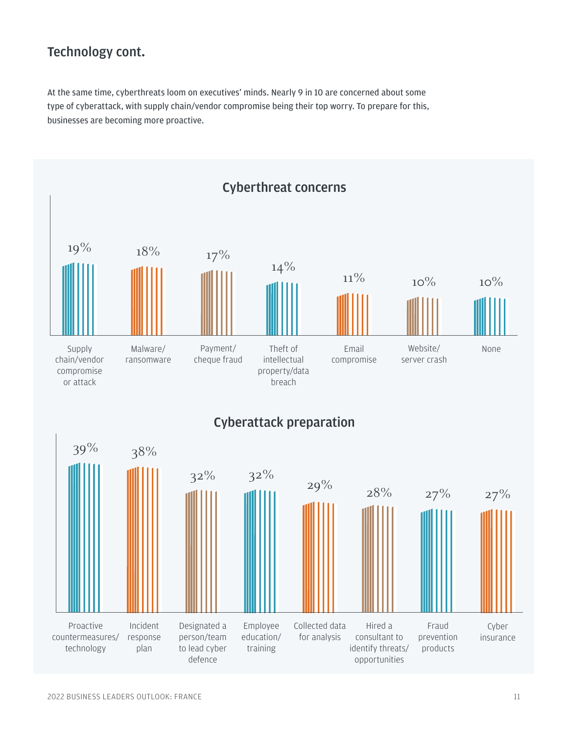## Technology cont.

At the same time, cyberthreats loom on executives' minds. Nearly 9 in 10 are concerned about some type of cyberattack, with supply chain/vendor compromise being their top worry. To prepare for this, businesses are becoming more proactive.

### Cyberthreat concerns

| Concern | Percentage |
| --- | --- |
| Supply chain/vendor compromise or attack | 19% |
| Malware/ransomware | 18% |
| Payment/cheque fraud | 17% |
| Theft of intellectual property/data breach | 14% |
| Email compromise | 11% |
| Website/server crash | 10% |
| None | 10% |

### Cyberattack preparation

| Preparation | Percentage |
| --- | --- |
| Proactive countermeasures/technology | 39% |
| Incident response plan | 38% |
| Designated a person/team to lead cyber defence | 32% |
| Employee education/training | 32% |
| Collected data for analysis | 29% |
| Hired a consultant to identify threats/opportunities | 28% |
| Fraud prevention products | 27% |
| Cyber insurance | 27% |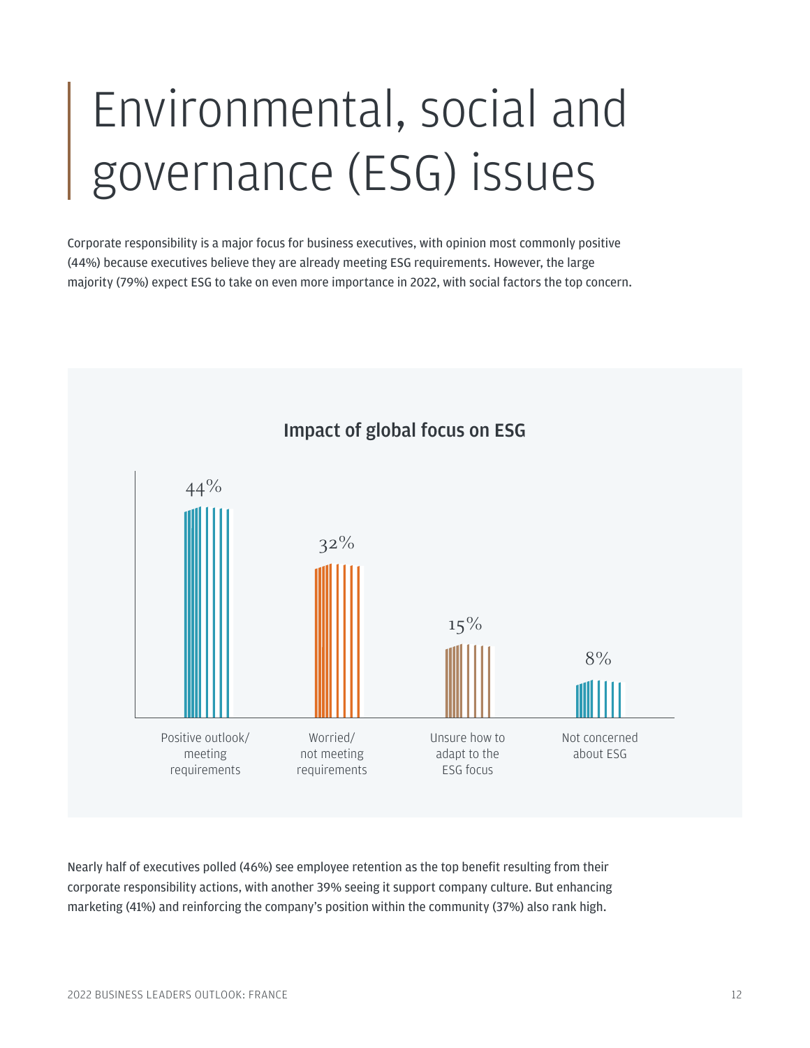# Environmental, social and governance (ESG) issues

Corporate responsibility is a major focus for business executives, with opinion most commonly positive (44%) because executives believe they are already meeting ESG requirements. However, the large majority (79%) expect ESG to take on even more importance in 2022, with social factors the top concern.

## Impact of global focus on ESG

| Response | Percentage |
| --- | --- |
| Positive outlook/ meeting requirements | 44% |
| Worried/ not meeting requirements | 32% |
| Unsure how to adapt to the ESG focus | 15% |
| Not concerned about ESG | 8% |

Nearly half of executives polled (46%) see employee retention as the top benefit resulting from their corporate responsibility actions, with another 39% seeing it support company culture. But enhancing marketing (41%) and reinforcing the company's position within the community (37%) also rank high.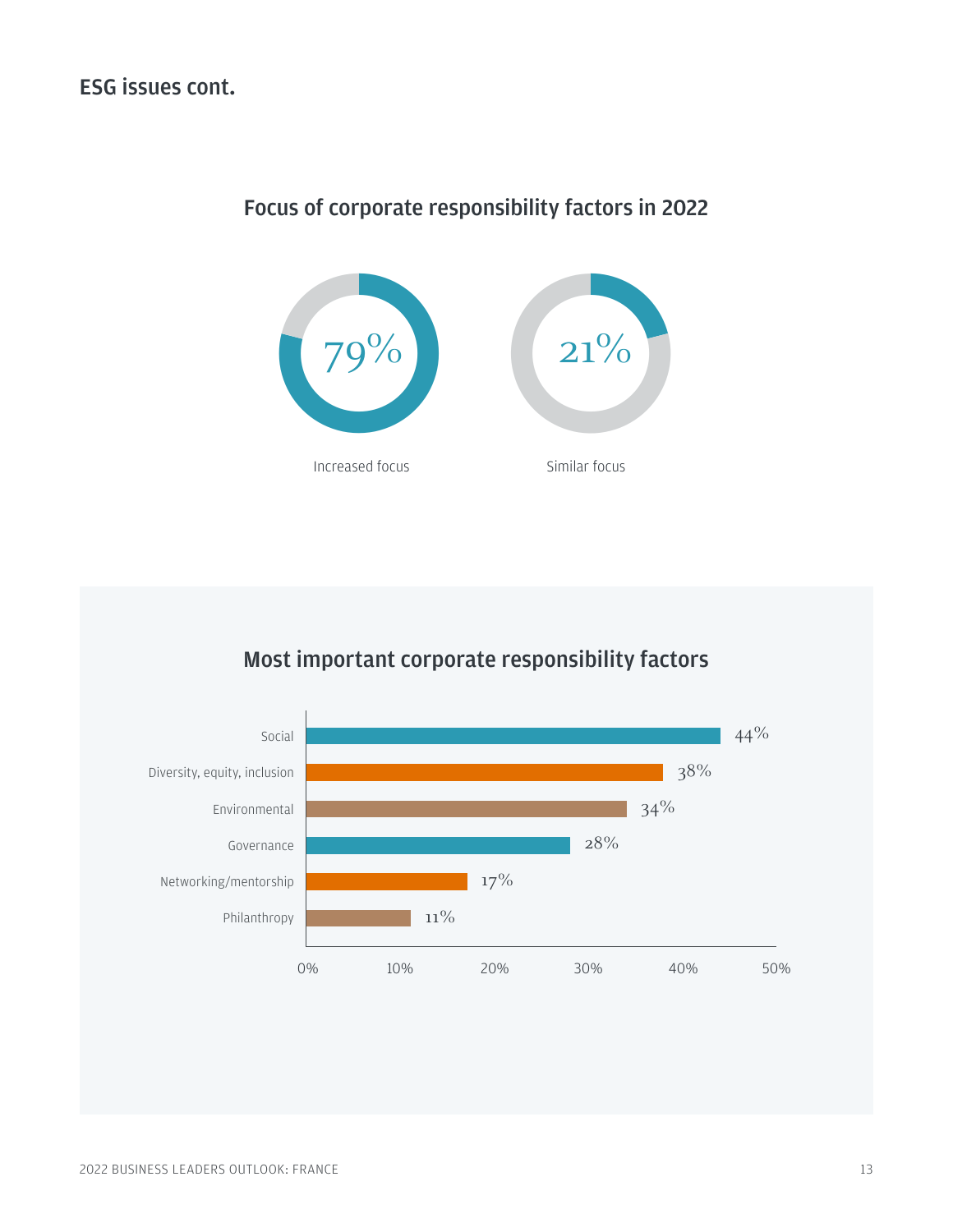## ESG issues cont.

### Focus of corporate responsibility factors in 2022

| Focus | Percentage |
|---|---|
| Increased focus | 79% |
| Similar focus | 21% |

### Most important corporate responsibility factors

| Factor | Percentage |
|---|---|
| Social | 44% |
| Diversity, equity, inclusion | 38% |
| Environmental | 34% |
| Governance | 28% |
| Networking/mentorship | 17% |
| Philanthropy | 11% |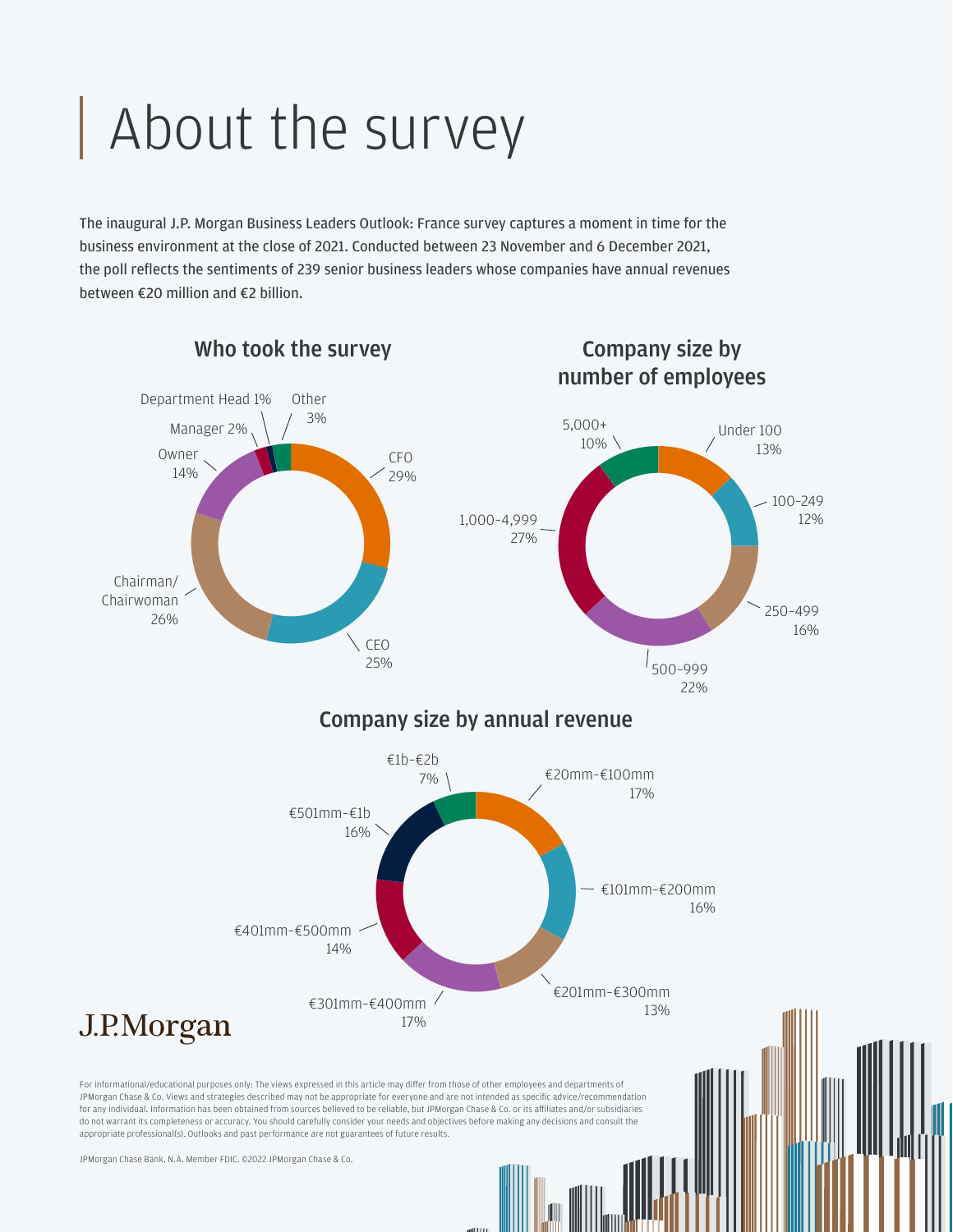# About the survey

The inaugural J.P. Morgan Business Leaders Outlook: France survey captures a moment in time for the business environment at the close of 2021. Conducted between 23 November and 6 December 2021, the poll reflects the sentiments of 239 senior business leaders whose companies have annual revenues between €20 million and €2 billion.

## Who took the survey

| Role | Share |
| --- | --- |
| CFO | 29% |
| CEO | 25% |
| Chairman/Chairwoman | 26% |
| Owner | 14% |
| Manager | 2% |
| Department Head | 1% |
| Other | 3% |

## Company size by number of employees

| Employees | Share |
| --- | --- |
| Under 100 | 13% |
| 100-249 | 12% |
| 250-499 | 16% |
| 500-999 | 22% |
| 1,000-4,999 | 27% |
| 5,000+ | 10% |

## Company size by annual revenue

| Annual revenue | Share |
| --- | --- |
| €20mm-€100mm | 17% |
| €101mm-€200mm | 16% |
| €201mm-€300mm | 13% |
| €301mm-€400mm | 17% |
| €401mm-€500mm | 14% |
| €501mm-€1b | 16% |
| €1b-€2b | 7% |

J.P.Morgan

For informational/educational purposes only: The views expressed in this article may differ from those of other employees and departments of JPMorgan Chase & Co. Views and strategies described may not be appropriate for everyone and are not intended as specific advice/recommendation for any individual. Information has been obtained from sources believed to be reliable, but JPMorgan Chase & Co. or its affiliates and/or subsidiaries do not warrant its completeness or accuracy. You should carefully consider your needs and objectives before making any decisions and consult the appropriate professional(s). Outlooks and past performance are not guarantees of future results.

JPMorgan Chase Bank, N.A. Member FDIC. ©2022 JPMorgan Chase & Co.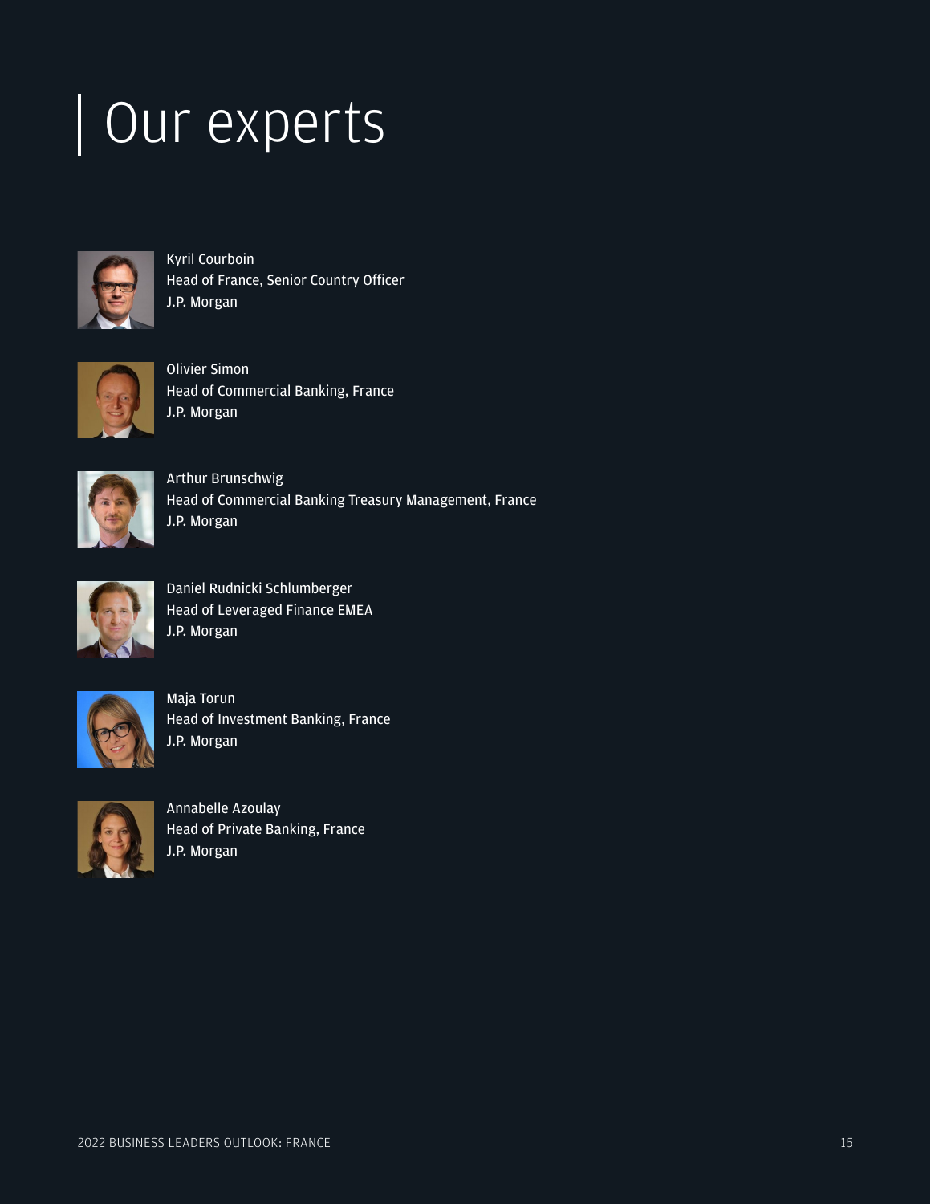# Our experts

Kyril Courboin
Head of France, Senior Country Officer
J.P. Morgan

Olivier Simon
Head of Commercial Banking, France
J.P. Morgan

Arthur Brunschwig
Head of Commercial Banking Treasury Management, France
J.P. Morgan

Daniel Rudnicki Schlumberger
Head of Leveraged Finance EMEA
J.P. Morgan

Maja Torun
Head of Investment Banking, France
J.P. Morgan

Annabelle Azoulay
Head of Private Banking, France
J.P. Morgan